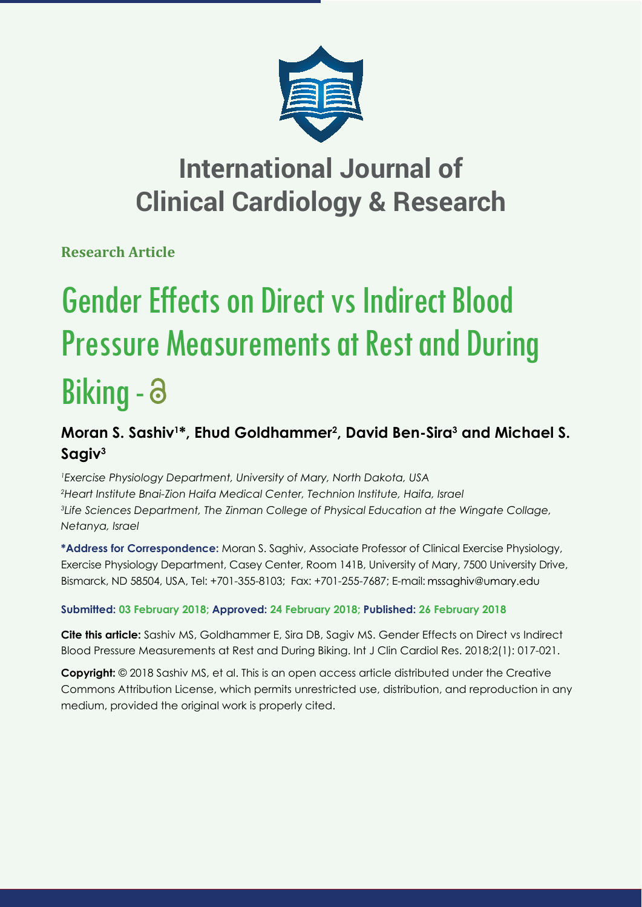# International Journal of Clinical Cardiology & Research

**Research Article**

# Gender Effects on Direct vs Indirect Blood Pressure Measurements at Rest and During Biking - 

## Moran S. Sashiv[1]*, Ehud Goldhammer[2], David Ben-Sira[3] and Michael S. Sagiv[3]

[1]*Exercise Physiology Department, University of Mary, North Dakota, USA*
[2]*Heart Institute Bnai-Zion Haifa Medical Center, Technion Institute, Haifa, Israel*
[3]*Life Sciences Department, The Zinman College of Physical Education at the Wingate Collage, Netanya, Israel*

**\*Address for Correspondence:** Moran S. Saghiv, Associate Professor of Clinical Exercise Physiology, Exercise Physiology Department, Casey Center, Room 141B, University of Mary, 7500 University Drive, Bismarck, ND 58504, USA, Tel: +701-355-8103; Fax: +701-255-7687; E-mail: mssaghiv@umary.edu

**Submitted: 03 February 2018; Approved: 24 February 2018; Published: 26 February 2018**

**Cite this article:** Sashiv MS, Goldhammer E, Sira DB, Sagiv MS. Gender Effects on Direct vs Indirect Blood Pressure Measurements at Rest and During Biking. Int J Clin Cardiol Res. 2018;2(1): 017-021.

**Copyright:** © 2018 Sashiv MS, et al. This is an open access article distributed under the Creative Commons Attribution License, which permits unrestricted use, distribution, and reproduction in any medium, provided the original work is properly cited.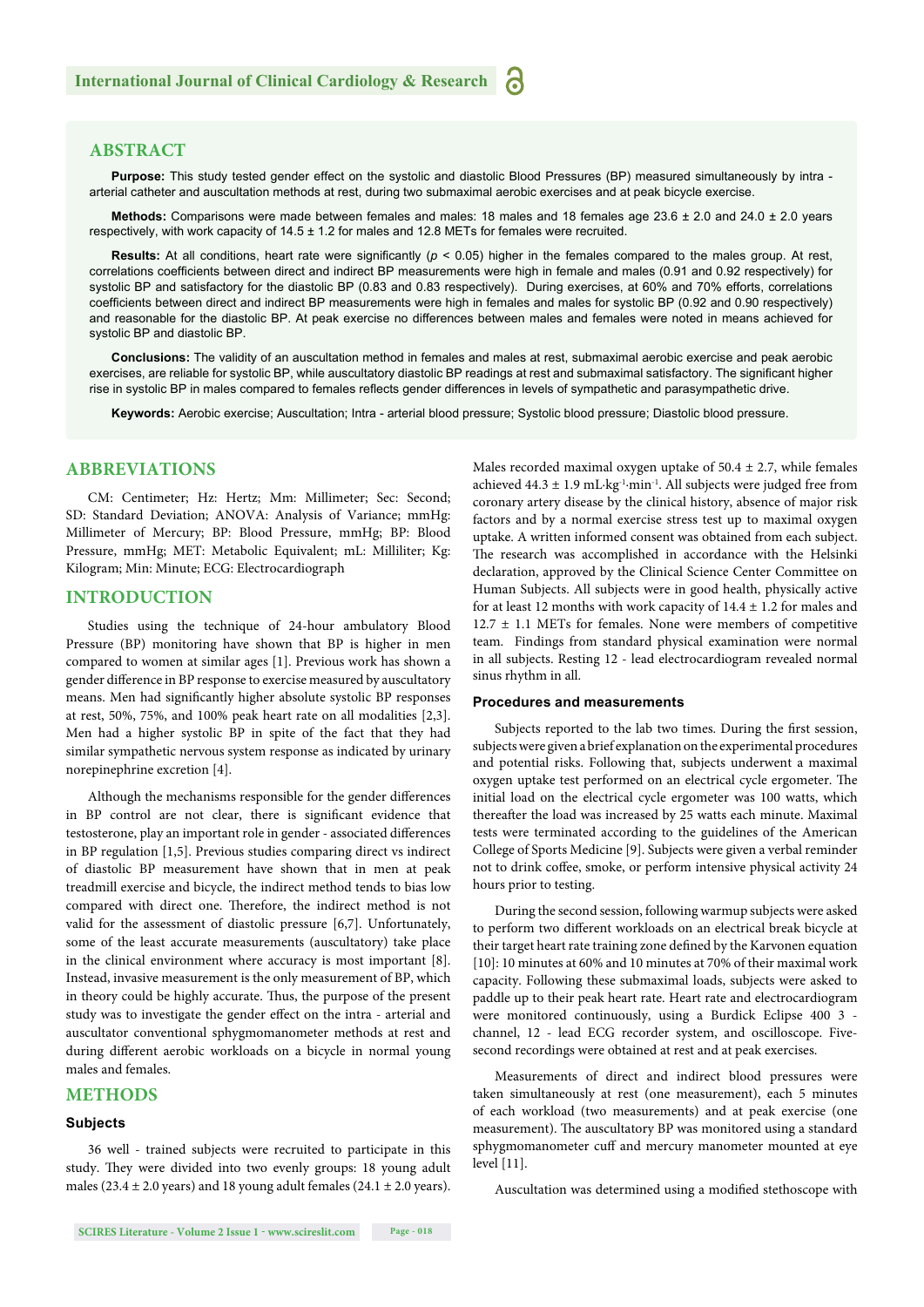## ABSTRACT

**Purpose:** This study tested gender effect on the systolic and diastolic Blood Pressures (BP) measured simultaneously by intra - arterial catheter and auscultation methods at rest, during two submaximal aerobic exercises and at peak bicycle exercise.

**Methods:** Comparisons were made between females and males: 18 males and 18 females age 23.6 ± 2.0 and 24.0 ± 2.0 years respectively, with work capacity of 14.5 ± 1.2 for males and 12.8 METs for females were recruited.

**Results:** At all conditions, heart rate were significantly ($p < 0.05$) higher in the females compared to the males group. At rest, correlations coefficients between direct and indirect BP measurements were high in female and males (0.91 and 0.92 respectively) for systolic BP and satisfactory for the diastolic BP (0.83 and 0.83 respectively). During exercises, at 60% and 70% efforts, correlations coefficients between direct and indirect BP measurements were high in females and males for systolic BP (0.92 and 0.90 respectively) and reasonable for the diastolic BP. At peak exercise no differences between males and females were noted in means achieved for systolic BP and diastolic BP.

**Conclusions:** The validity of an auscultation method in females and males at rest, submaximal aerobic exercise and peak aerobic exercises, are reliable for systolic BP, while auscultatory diastolic BP readings at rest and submaximal satisfactory. The significant higher rise in systolic BP in males compared to females reflects gender differences in levels of sympathetic and parasympathetic drive.

**Keywords:** Aerobic exercise; Auscultation; Intra - arterial blood pressure; Systolic blood pressure; Diastolic blood pressure.

## ABBREVIATIONS

CM: Centimeter; Hz: Hertz; Mm: Millimeter; Sec: Second; SD: Standard Deviation; ANOVA: Analysis of Variance; mmHg: Millimeter of Mercury; BP: Blood Pressure, mmHg; BP: Blood Pressure, mmHg; MET: Metabolic Equivalent; mL: Milliliter; Kg: Kilogram; Min: Minute; ECG: Electrocardiograph

## INTRODUCTION

Studies using the technique of 24-hour ambulatory Blood Pressure (BP) monitoring have shown that BP is higher in men compared to women at similar ages [1]. Previous work has shown a gender difference in BP response to exercise measured by auscultatory means. Men had significantly higher absolute systolic BP responses at rest, 50%, 75%, and 100% peak heart rate on all modalities [2,3]. Men had a higher systolic BP in spite of the fact that they had similar sympathetic nervous system response as indicated by urinary norepinephrine excretion [4].

Although the mechanisms responsible for the gender differences in BP control are not clear, there is significant evidence that testosterone, play an important role in gender - associated differences in BP regulation [1,5]. Previous studies comparing direct vs indirect of diastolic BP measurement have shown that in men at peak treadmill exercise and bicycle, the indirect method tends to bias low compared with direct one. Therefore, the indirect method is not valid for the assessment of diastolic pressure [6,7]. Unfortunately, some of the least accurate measurements (auscultatory) take place in the clinical environment where accuracy is most important [8]. Instead, invasive measurement is the only measurement of BP, which in theory could be highly accurate. Thus, the purpose of the present study was to investigate the gender effect on the intra - arterial and auscultator conventional sphygmomanometer methods at rest and during different aerobic workloads on a bicycle in normal young males and females.

## METHODS

### Subjects

36 well - trained subjects were recruited to participate in this study. They were divided into two evenly groups: 18 young adult males (23.4 ± 2.0 years) and 18 young adult females (24.1 ± 2.0 years). Males recorded maximal oxygen uptake of 50.4 ± 2.7, while females achieved 44.3 ± 1.9 mL·kg$^{-1}$·min$^{-1}$. All subjects were judged free from coronary artery disease by the clinical history, absence of major risk factors and by a normal exercise stress test up to maximal oxygen uptake. A written informed consent was obtained from each subject. The research was accomplished in accordance with the Helsinki declaration, approved by the Clinical Science Center Committee on Human Subjects. All subjects were in good health, physically active for at least 12 months with work capacity of 14.4 ± 1.2 for males and 12.7 ± 1.1 METs for females. None were members of competitive team. Findings from standard physical examination were normal in all subjects. Resting 12 - lead electrocardiogram revealed normal sinus rhythm in all.

### Procedures and measurements

Subjects reported to the lab two times. During the first session, subjects were given a brief explanation on the experimental procedures and potential risks. Following that, subjects underwent a maximal oxygen uptake test performed on an electrical cycle ergometer. The initial load on the electrical cycle ergometer was 100 watts, which thereafter the load was increased by 25 watts each minute. Maximal tests were terminated according to the guidelines of the American College of Sports Medicine [9]. Subjects were given a verbal reminder not to drink coffee, smoke, or perform intensive physical activity 24 hours prior to testing.

During the second session, following warmup subjects were asked to perform two different workloads on an electrical break bicycle at their target heart rate training zone defined by the Karvonen equation [10]: 10 minutes at 60% and 10 minutes at 70% of their maximal work capacity. Following these submaximal loads, subjects were asked to paddle up to their peak heart rate. Heart rate and electrocardiogram were monitored continuously, using a Burdick Eclipse 400 3 - channel, 12 - lead ECG recorder system, and oscilloscope. Five-second recordings were obtained at rest and at peak exercises.

Measurements of direct and indirect blood pressures were taken simultaneously at rest (one measurement), each 5 minutes of each workload (two measurements) and at peak exercise (one measurement). The auscultatory BP was monitored using a standard sphygmomanometer cuff and mercury manometer mounted at eye level [11].

Auscultation was determined using a modified stethoscope with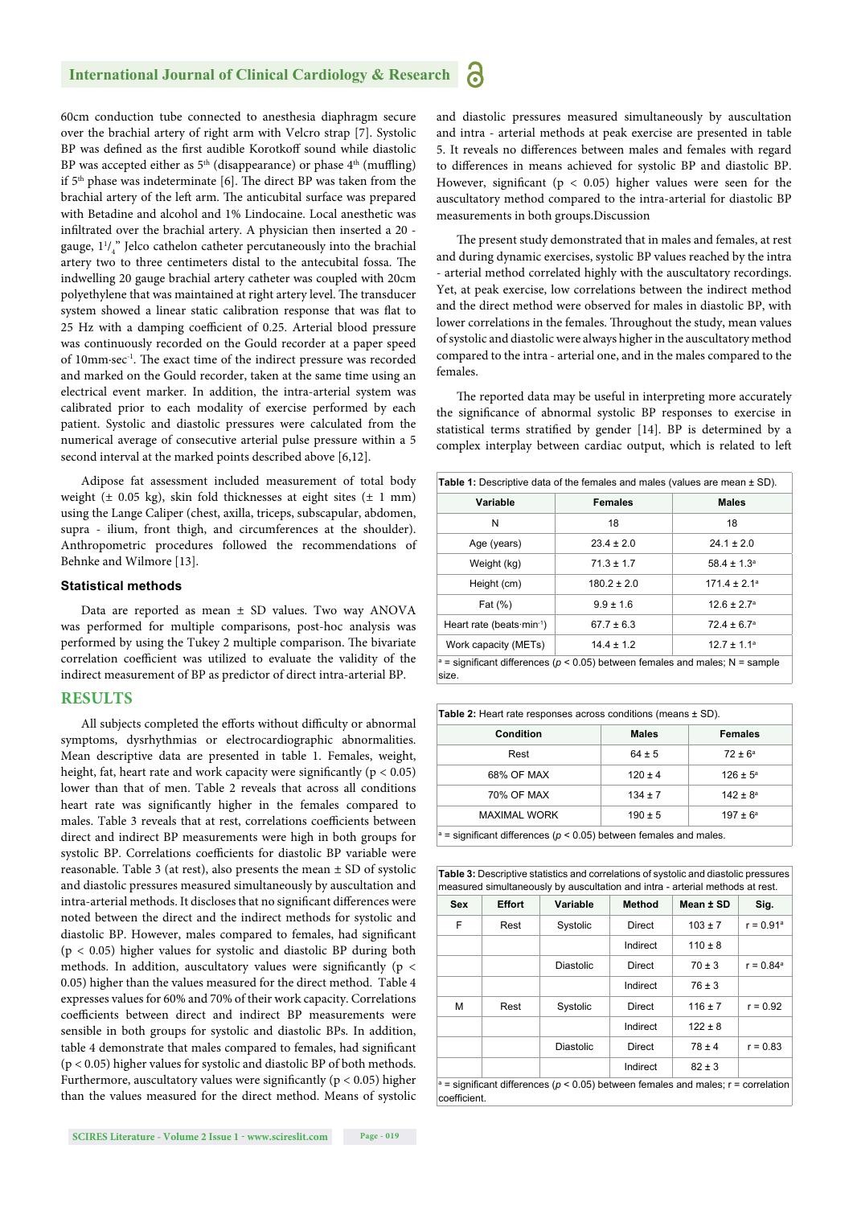60cm conduction tube connected to anesthesia diaphragm secure over the brachial artery of right arm with Velcro strap [7]. Systolic BP was defined as the first audible Korotkoff sound while diastolic BP was accepted either as 5th (disappearance) or phase 4th (muffling) if 5th phase was indeterminate [6]. The direct BP was taken from the brachial artery of the left arm. The anticubital surface was prepared with Betadine and alcohol and 1% Lindocaine. Local anesthetic was infiltrated over the brachial artery. A physician then inserted a 20 - gauge, $1^1/_4$" Jelco cathelon catheter percutaneously into the brachial artery two to three centimeters distal to the antecubital fossa. The indwelling 20 gauge brachial artery catheter was coupled with 20cm polyethylene that was maintained at right artery level. The transducer system showed a linear static calibration response that was flat to 25 Hz with a damping coefficient of 0.25. Arterial blood pressure was continuously recorded on the Gould recorder at a paper speed of 10mm·sec$^{-1}$. The exact time of the indirect pressure was recorded and marked on the Gould recorder, taken at the same time using an electrical event marker. In addition, the intra-arterial system was calibrated prior to each modality of exercise performed by each patient. Systolic and diastolic pressures were calculated from the numerical average of consecutive arterial pulse pressure within a 5 second interval at the marked points described above [6,12].

Adipose fat assessment included measurement of total body weight (± 0.05 kg), skin fold thicknesses at eight sites (± 1 mm) using the Lange Caliper (chest, axilla, triceps, subscapular, abdomen, supra - ilium, front thigh, and circumferences at the shoulder). Anthropometric procedures followed the recommendations of Behnke and Wilmore [13].

### Statistical methods

Data are reported as mean ± SD values. Two way ANOVA was performed for multiple comparisons, post-hoc analysis was performed by using the Tukey 2 multiple comparison. The bivariate correlation coefficient was utilized to evaluate the validity of the indirect measurement of BP as predictor of direct intra-arterial BP.

## RESULTS

All subjects completed the efforts without difficulty or abnormal symptoms, dysrhythmias or electrocardiographic abnormalities. Mean descriptive data are presented in table 1. Females, weight, height, fat, heart rate and work capacity were significantly ($p < 0.05$) lower than that of men. Table 2 reveals that across all conditions heart rate was significantly higher in the females compared to males. Table 3 reveals that at rest, correlations coefficients between direct and indirect BP measurements were high in both groups for systolic BP. Correlations coefficients for diastolic BP variable were reasonable. Table 3 (at rest), also presents the mean ± SD of systolic and diastolic pressures measured simultaneously by auscultation and intra-arterial methods. It discloses that no significant differences were noted between the direct and the indirect methods for systolic and diastolic BP. However, males compared to females, had significant ($p < 0.05$) higher values for systolic and diastolic BP during both methods. In addition, auscultatory values were significantly ($p < 0.05$) higher than the values measured for the direct method. Table 4 expresses values for 60% and 70% of their work capacity. Correlations coefficients between direct and indirect BP measurements were sensible in both groups for systolic and diastolic BPs. In addition, table 4 demonstrate that males compared to females, had significant ($p < 0.05$) higher values for systolic and diastolic BP of both methods. Furthermore, auscultatory values were significantly ($p < 0.05$) higher than the values measured for the direct method. Means of systolic and diastolic pressures measured simultaneously by auscultation and intra - arterial methods at peak exercise are presented in table 5. It reveals no differences between males and females with regard to differences in means achieved for systolic BP and diastolic BP. However, significant ($p < 0.05$) higher values were seen for the auscultatory method compared to the intra-arterial for diastolic BP measurements in both groups.Discussion

The present study demonstrated that in males and females, at rest and during dynamic exercises, systolic BP values reached by the intra - arterial method correlated highly with the auscultatory recordings. Yet, at peak exercise, low correlations between the indirect method and the direct method were observed for males in diastolic BP, with lower correlations in the females. Throughout the study, mean values of systolic and diastolic were always higher in the auscultatory method compared to the intra - arterial one, and in the males compared to the females.

The reported data may be useful in interpreting more accurately the significance of abnormal systolic BP responses to exercise in statistical terms stratified by gender [14]. BP is determined by a complex interplay between cardiac output, which is related to left

**Table 1:** Descriptive data of the females and males (values are mean ± SD).

| Variable | Females | Males |
|---|---|---|
| N | 18 | 18 |
| Age (years) | 23.4 ± 2.0 | 24.1 ± 2.0 |
| Weight (kg) | 71.3 ± 1.7 | 58.4 ± 1.3[a] |
| Height (cm) | 180.2 ± 2.0 | 171.4 ± 2.1[a] |
| Fat (%) | 9.9 ± 1.6 | 12.6 ± 2.7[a] |
| Heart rate (beats·min$^{-1}$) | 67.7 ± 6.3 | 72.4 ± 6.7[a] |
| Work capacity (METs) | 14.4 ± 1.2 | 12.7 ± 1.1[a] |

[a] = significant differences ($p < 0.05$) between females and males; N = sample size.

**Table 2:** Heart rate responses across conditions (means ± SD).

| Condition | Males | Females |
|---|---|---|
| Rest | 64 ± 5 | 72 ± 6[a] |
| 68% OF MAX | 120 ± 4 | 126 ± 5[a] |
| 70% OF MAX | 134 ± 7 | 142 ± 8[a] |
| MAXIMAL WORK | 190 ± 5 | 197 ± 6[a] |

[a] = significant differences ($p < 0.05$) between females and males.

**Table 3:** Descriptive statistics and correlations of systolic and diastolic pressures measured simultaneously by auscultation and intra - arterial methods at rest.

| Sex | Effort | Variable | Method | Mean ± SD | Sig. |
|---|---|---|---|---|---|
| F | Rest | Systolic | Direct | 103 ± 7 | r = 0.91[a] |
| | | | Indirect | 110 ± 8 | |
| | | Diastolic | Direct | 70 ± 3 | r = 0.84[a] |
| | | | Indirect | 76 ± 3 | |
| M | Rest | Systolic | Direct | 116 ± 7 | r = 0.92 |
| | | | Indirect | 122 ± 8 | |
| | | Diastolic | Direct | 78 ± 4 | r = 0.83 |
| | | | Indirect | 82 ± 3 | |

[a] = significant differences ($p < 0.05$) between females and males; r = correlation coefficient.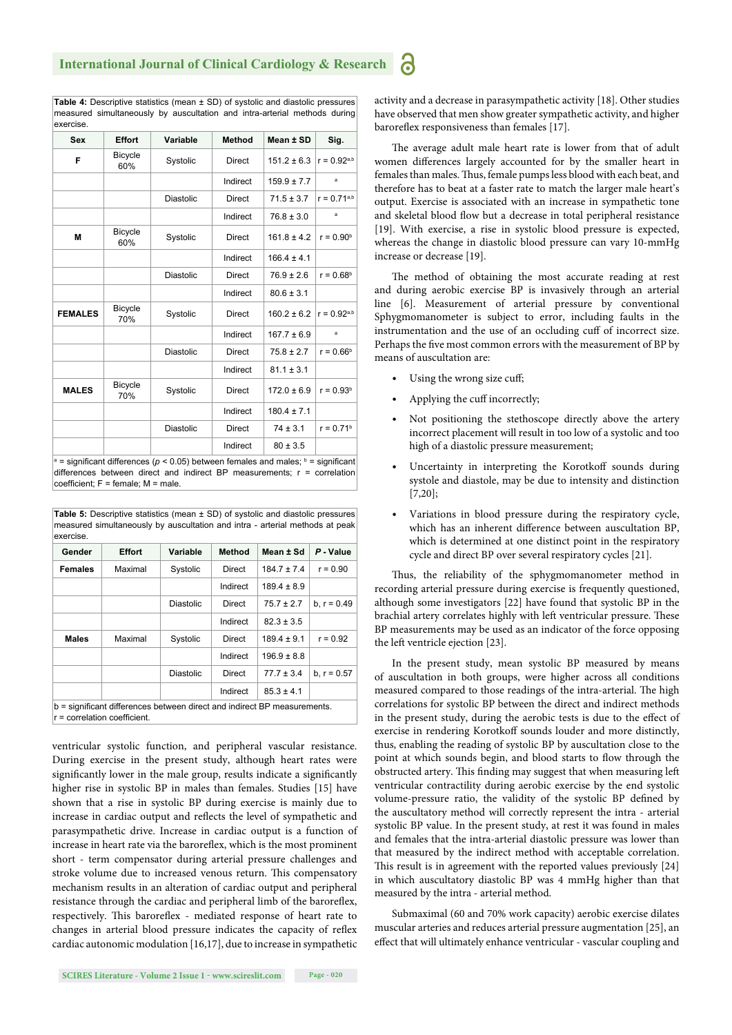**Table 4:** Descriptive statistics (mean ± SD) of systolic and diastolic pressures measured simultaneously by auscultation and intra-arterial methods during exercise.

| Sex | Effort | Variable | Method | Mean ± SD | Sig. |
|---|---|---|---|---|---|
| **F** | Bicycle 60% | Systolic | Direct | 151.2 ± 6.3 | r = 0.92[a,b] |
| | | | Indirect | 159.9 ± 7.7 | [a] |
| | | Diastolic | Direct | 71.5 ± 3.7 | r = 0.71[a,b] |
| | | | Indirect | 76.8 ± 3.0 | [a] |
| **M** | Bicycle 60% | Systolic | Direct | 161.8 ± 4.2 | r = 0.90[b] |
| | | | Indirect | 166.4 ± 4.1 | |
| | | Diastolic | Direct | 76.9 ± 2.6 | r = 0.68[b] |
| | | | Indirect | 80.6 ± 3.1 | |
| **FEMALES** | Bicycle 70% | Systolic | Direct | 160.2 ± 6.2 | r = 0.92[a,b] |
| | | | Indirect | 167.7 ± 6.9 | [a] |
| | | Diastolic | Direct | 75.8 ± 2.7 | r = 0.66[b] |
| | | | Indirect | 81.1 ± 3.1 | |
| **MALES** | Bicycle 70% | Systolic | Direct | 172.0 ± 6.9 | r = 0.93[b] |
| | | | Indirect | 180.4 ± 7.1 | |
| | | Diastolic | Direct | 74 ± 3.1 | r = 0.71[b] |
| | | | Indirect | 80 ± 3.5 | |

[a] = significant differences ($p < 0.05$) between females and males; [b] = significant differences between direct and indirect BP measurements; r = correlation coefficient; F = female; M = male.

**Table 5:** Descriptive statistics (mean ± SD) of systolic and diastolic pressures measured simultaneously by auscultation and intra - arterial methods at peak exercise.

| Gender | Effort | Variable | Method | Mean ± Sd | *P* - Value |
|---|---|---|---|---|---|
| **Females** | Maximal | Systolic | Direct | 184.7 ± 7.4 | r = 0.90 |
| | | | Indirect | 189.4 ± 8.9 | |
| | | Diastolic | Direct | 75.7 ± 2.7 | b, r = 0.49 |
| | | | Indirect | 82.3 ± 3.5 | |
| **Males** | Maximal | Systolic | Direct | 189.4 ± 9.1 | r = 0.92 |
| | | | Indirect | 196.9 ± 8.8 | |
| | | Diastolic | Direct | 77.7 ± 3.4 | b, r = 0.57 |
| | | | Indirect | 85.3 ± 4.1 | |

b = significant differences between direct and indirect BP measurements.
r = correlation coefficient.

ventricular systolic function, and peripheral vascular resistance. During exercise in the present study, although heart rates were significantly lower in the male group, results indicate a significantly higher rise in systolic BP in males than females. Studies [15] have shown that a rise in systolic BP during exercise is mainly due to increase in cardiac output and reflects the level of sympathetic and parasympathetic drive. Increase in cardiac output is a function of increase in heart rate via the baroreflex, which is the most prominent short - term compensator during arterial pressure challenges and stroke volume due to increased venous return. This compensatory mechanism results in an alteration of cardiac output and peripheral resistance through the cardiac and peripheral limb of the baroreflex, respectively. This baroreflex - mediated response of heart rate to changes in arterial blood pressure indicates the capacity of reflex cardiac autonomic modulation [16,17], due to increase in sympathetic activity and a decrease in parasympathetic activity [18]. Other studies have observed that men show greater sympathetic activity, and higher baroreflex responsiveness than females [17].

The average adult male heart rate is lower from that of adult women differences largely accounted for by the smaller heart in females than males. Thus, female pumps less blood with each beat, and therefore has to beat at a faster rate to match the larger male heart's output. Exercise is associated with an increase in sympathetic tone and skeletal blood flow but a decrease in total peripheral resistance [19]. With exercise, a rise in systolic blood pressure is expected, whereas the change in diastolic blood pressure can vary 10-mmHg increase or decrease [19].

The method of obtaining the most accurate reading at rest and during aerobic exercise BP is invasively through an arterial line [6]. Measurement of arterial pressure by conventional Sphygmomanometer is subject to error, including faults in the instrumentation and the use of an occluding cuff of incorrect size. Perhaps the five most common errors with the measurement of BP by means of auscultation are:

- Using the wrong size cuff;
- Applying the cuff incorrectly;
- Not positioning the stethoscope directly above the artery incorrect placement will result in too low of a systolic and too high of a diastolic pressure measurement;
- Uncertainty in interpreting the Korotkoff sounds during systole and diastole, may be due to intensity and distinction [7,20];
- Variations in blood pressure during the respiratory cycle, which has an inherent difference between auscultation BP, which is determined at one distinct point in the respiratory cycle and direct BP over several respiratory cycles [21].

Thus, the reliability of the sphygmomanometer method in recording arterial pressure during exercise is frequently questioned, although some investigators [22] have found that systolic BP in the brachial artery correlates highly with left ventricular pressure. These BP measurements may be used as an indicator of the force opposing the left ventricle ejection [23].

In the present study, mean systolic BP measured by means of auscultation in both groups, were higher across all conditions measured compared to those readings of the intra-arterial. The high correlations for systolic BP between the direct and indirect methods in the present study, during the aerobic tests is due to the effect of exercise in rendering Korotkoff sounds louder and more distinctly, thus, enabling the reading of systolic BP by auscultation close to the point at which sounds begin, and blood starts to flow through the obstructed artery. This finding may suggest that when measuring left ventricular contractility during aerobic exercise by the end systolic volume-pressure ratio, the validity of the systolic BP defined by the auscultatory method will correctly represent the intra - arterial systolic BP value. In the present study, at rest it was found in males and females that the intra-arterial diastolic pressure was lower than that measured by the indirect method with acceptable correlation. This result is in agreement with the reported values previously [24] in which auscultatory diastolic BP was 4 mmHg higher than that measured by the intra - arterial method.

Submaximal (60 and 70% work capacity) aerobic exercise dilates muscular arteries and reduces arterial pressure augmentation [25], an effect that will ultimately enhance ventricular - vascular coupling and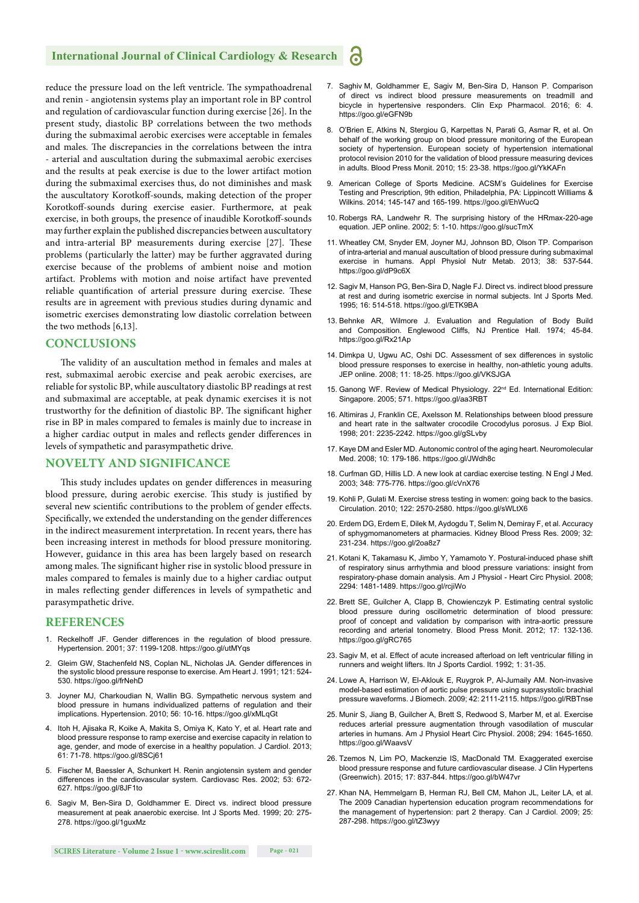reduce the pressure load on the left ventricle. The sympathoadrenal and renin - angiotensin systems play an important role in BP control and regulation of cardiovascular function during exercise [26]. In the present study, diastolic BP correlations between the two methods during the submaximal aerobic exercises were acceptable in females and males. The discrepancies in the correlations between the intra - arterial and auscultation during the submaximal aerobic exercises and the results at peak exercise is due to the lower artifact motion during the submaximal exercises thus, do not diminishes and mask the auscultatory Korotkoff-sounds, making detection of the proper Korotkoff-sounds during exercise easier. Furthermore, at peak exercise, in both groups, the presence of inaudible Korotkoff-sounds may further explain the published discrepancies between auscultatory and intra-arterial BP measurements during exercise [27]. These problems (particularly the latter) may be further aggravated during exercise because of the problems of ambient noise and motion artifact. Problems with motion and noise artifact have prevented reliable quantification of arterial pressure during exercise. These results are in agreement with previous studies during dynamic and isometric exercises demonstrating low diastolic correlation between the two methods [6,13].

## CONCLUSIONS

The validity of an auscultation method in females and males at rest, submaximal aerobic exercise and peak aerobic exercises, are reliable for systolic BP, while auscultatory diastolic BP readings at rest and submaximal are acceptable, at peak dynamic exercises it is not trustworthy for the definition of diastolic BP. The significant higher rise in BP in males compared to females is mainly due to increase in a higher cardiac output in males and reflects gender differences in levels of sympathetic and parasympathetic drive.

## NOVELTY AND SIGNIFICANCE

This study includes updates on gender differences in measuring blood pressure, during aerobic exercise. This study is justified by several new scientific contributions to the problem of gender effects. Specifically, we extended the understanding on the gender differences in the indirect measurement interpretation. In recent years, there has been increasing interest in methods for blood pressure monitoring. However, guidance in this area has been largely based on research among males. The significant higher rise in systolic blood pressure in males compared to females is mainly due to a higher cardiac output in males reflecting gender differences in levels of sympathetic and parasympathetic drive.

## REFERENCES

1. Reckelhoff JF. Gender differences in the regulation of blood pressure. Hypertension. 2001; 37: 1199-1208. https://goo.gl/utMYqs
2. Gleim GW, Stachenfeld NS, Coplan NL, Nicholas JA. Gender differences in the systolic blood pressure response to exercise. Am Heart J. 1991; 121: 524-530. https://goo.gl/frNehD
3. Joyner MJ, Charkoudian N, Wallin BG. Sympathetic nervous system and blood pressure in humans individualized patterns of regulation and their implications. Hypertension. 2010; 56: 10-16. https://goo.gl/xMLqGt
4. Itoh H, Ajisaka R, Koike A, Makita S, Omiya K, Kato Y, et al. Heart rate and blood pressure response to ramp exercise and exercise capacity in relation to age, gender, and mode of exercise in a healthy population. J Cardiol. 2013; 61: 71-78. https://goo.gl/8SCj61
5. Fischer M, Baessler A, Schunkert H. Renin angiotensin system and gender differences in the cardiovascular system. Cardiovasc Res. 2002; 53: 672-627. https://goo.gl/8JF1to
6. Sagiv M, Ben-Sira D, Goldhammer E. Direct vs. indirect blood pressure measurement at peak anaerobic exercise. Int J Sports Med. 1999; 20: 275-278. https://goo.gl/1guxMz
7. Saghiv M, Goldhammer E, Sagiv M, Ben-Sira D, Hanson P. Comparison of direct vs indirect blood pressure measurements on treadmill and bicycle in hypertensive responders. Clin Exp Pharmacol. 2016; 6: 4. https://goo.gl/eGFN9b
8. O'Brien E, Atkins N, Stergiou G, Karpettas N, Parati G, Asmar R, et al. On behalf of the working group on blood pressure monitoring of the European society of hypertension. European society of hypertension international protocol revision 2010 for the validation of blood pressure measuring devices in adults. Blood Press Monit. 2010; 15: 23-38. https://goo.gl/YkKAFn
9. American College of Sports Medicine. ACSM's Guidelines for Exercise Testing and Prescription, 9th edition, Philadelphia, PA: Lippincott Williams & Wilkins. 2014; 145-147 and 165-199. https://goo.gl/EhWucQ
10. Robergs RA, Landwehr R. The surprising history of the HRmax-220-age equation. JEP online. 2002; 5: 1-10. https://goo.gl/sucTmX
11. Wheatley CM, Snyder EM, Joyner MJ, Johnson BD, Olson TP. Comparison of intra-arterial and manual auscultation of blood pressure during submaximal exercise in humans. Appl Physiol Nutr Metab. 2013; 38: 537-544. https://goo.gl/dP9c6X
12. Sagiv M, Hanson PG, Ben-Sira D, Nagle FJ. Direct vs. indirect blood pressure at rest and during isometric exercise in normal subjects. Int J Sports Med. 1995; 16: 514-518. https://goo.gl/ETK9BA
13. Behnke AR, Wilmore J. Evaluation and Regulation of Body Build and Composition. Englewood Cliffs, NJ Prentice Hall. 1974; 45-84. https://goo.gl/Rx21Ap
14. Dimkpa U, Ugwu AC, Oshi DC. Assessment of sex differences in systolic blood pressure responses to exercise in healthy, non-athletic young adults. JEP online. 2008; 11: 18-25. https://goo.gl/VKSJGA
15. Ganong WF. Review of Medical Physiology. 22nd Ed. International Edition: Singapore. 2005; 571. https://goo.gl/aa3RBT
16. Altimiras J, Franklin CE, Axelsson M. Relationships between blood pressure and heart rate in the saltwater crocodile Crocodylus porosus. J Exp Biol. 1998; 201: 2235-2242. https://goo.gl/gSLvby
17. Kaye DM and Esler MD. Autonomic control of the aging heart. Neuromolecular Med. 2008; 10: 179-186. https://goo.gl/JWdh8c
18. Curfman GD, Hillis LD. A new look at cardiac exercise testing. N Engl J Med. 2003; 348: 775-776. https://goo.gl/cVnX76
19. Kohli P, Gulati M. Exercise stress testing in women: going back to the basics. Circulation. 2010; 122: 2570-2580. https://goo.gl/sWLtX6
20. Erdem DG, Erdem E, Dilek M, Aydogdu T, Selim N, Demiray F, et al. Accuracy of sphygmomanometers at pharmacies. Kidney Blood Press Res. 2009; 32: 231-234. https://goo.gl/2oa8z7
21. Kotani K, Takamasu K, Jimbo Y, Yamamoto Y. Postural-induced phase shift of respiratory sinus arrhythmia and blood pressure variations: insight from respiratory-phase domain analysis. Am J Physiol - Heart Circ Physiol. 2008; 2294: 1481-1489. https://goo.gl/rcjiWo
22. Brett SE, Guilcher A, Clapp B, Chowienczyk P. Estimating central systolic blood pressure during oscillometric determination of blood pressure: proof of concept and validation by comparison with intra-aortic pressure recording and arterial tonometry. Blood Press Monit. 2012; 17: 132-136. https://goo.gl/gRC765
23. Sagiv M, et al. Effect of acute increased afterload on left ventricular filling in runners and weight lifters. Itn J Sports Cardiol. 1992; 1: 31-35.
24. Lowe A, Harrison W, El-Aklouk E, Ruygrok P, Al-Jumaily AM. Non-invasive model-based estimation of aortic pulse pressure using suprasystolic brachial pressure waveforms. J Biomech. 2009; 42: 2111-2115. https://goo.gl/RBTnse
25. Munir S, Jiang B, Guilcher A, Brett S, Redwood S, Marber M, et al. Exercise reduces arterial pressure augmentation through vasodilation of muscular arteries in humans. Am J Physiol Heart Circ Physiol. 2008; 294: 1645-1650. https://goo.gl/WaavsV
26. Tzemos N, Lim PO, Mackenzie IS, MacDonald TM. Exaggerated exercise blood pressure response and future cardiovascular disease. J Clin Hypertens (Greenwich). 2015; 17: 837-844. https://goo.gl/bW47vr
27. Khan NA, Hemmelgarn B, Herman RJ, Bell CM, Mahon JL, Leiter LA, et al. The 2009 Canadian hypertension education program recommendations for the management of hypertension: part 2 therapy. Can J Cardiol. 2009; 25: 287-298. https://goo.gl/tZ3wyy